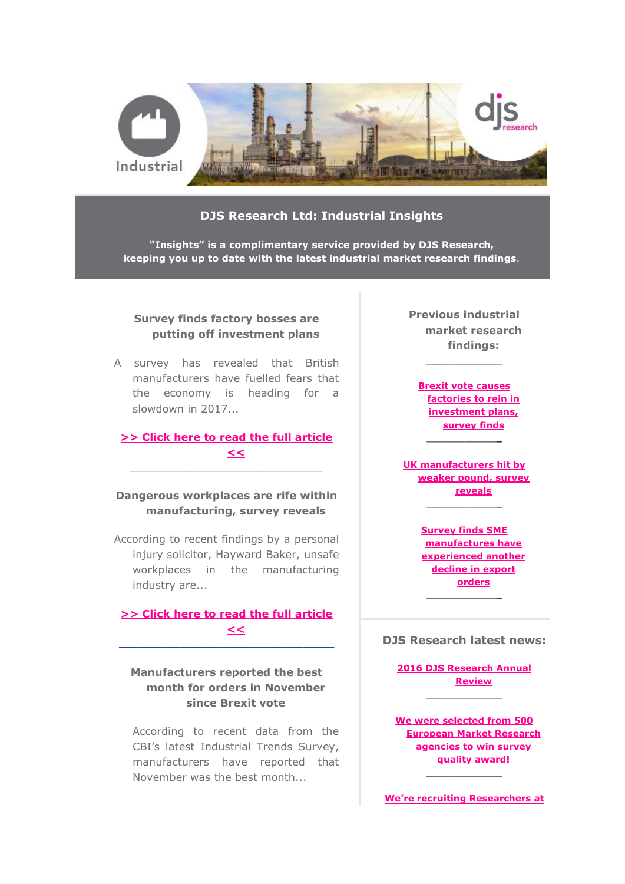# DJS Research Ltd: Industrial Insights

**"Insights" is a complimentary service provided by DJS Research, keeping you up to date with the latest industrial market research findings.**

### Survey finds factory bosses are putting off investment plans

A survey has revealed that British manufacturers have fuelled fears that the economy is heading for a slowdown in 2017...

**>> Click here to read the full article <<**

---

### Dangerous workplaces are rife within manufacturing, survey reveals

According to recent findings by a personal injury solicitor, Hayward Baker, unsafe workplaces in the manufacturing industry are...

**>> Click here to read the full article <<**

---

### Manufacturers reported the best month for orders in November since Brexit vote

According to recent data from the CBI's latest Industrial Trends Survey, manufacturers have reported that November was the best month...

### Previous industrial market research findings:

---

**Brexit vote causes factories to rein in investment plans, survey finds**

---

**UK manufacturers hit by weaker pound, survey reveals**

---

**Survey finds SME manufactures have experienced another decline in export orders**

---

### DJS Research latest news:

**2016 DJS Research Annual Review**

---

**We were selected from 500 European Market Research agencies to win survey quality award!**

---

**We're recruiting Researchers at**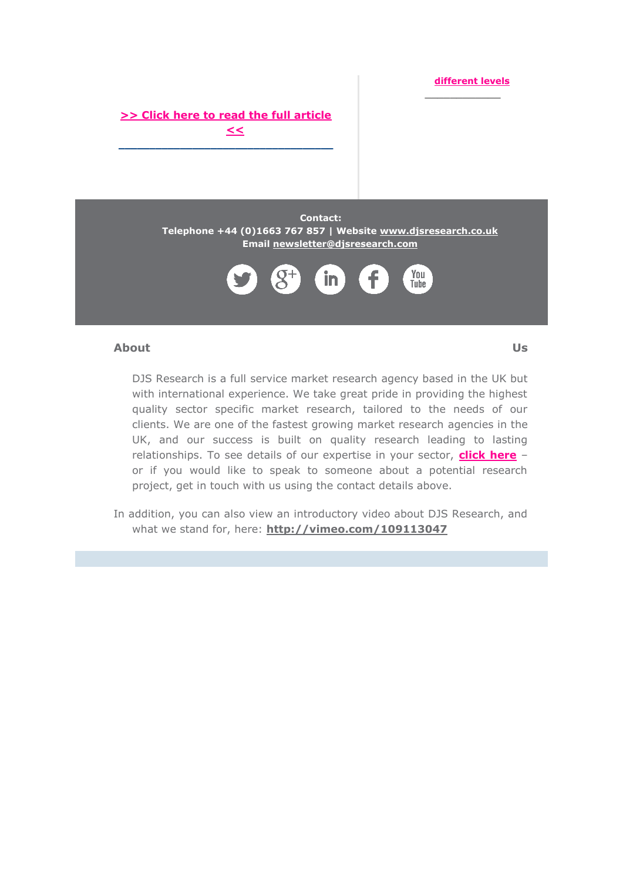**different levels**

**>> Click here to read the full article <<**

**Contact:**
**Telephone +44 (0)1663 767 857 | Website www.djsresearch.co.uk**
**Email newsletter@djsresearch.com**

### About Us

DJS Research is a full service market research agency based in the UK but with international experience. We take great pride in providing the highest quality sector specific market research, tailored to the needs of our clients. We are one of the fastest growing market research agencies in the UK, and our success is built on quality research leading to lasting relationships. To see details of our expertise in your sector, **click here** – or if you would like to speak to someone about a potential research project, get in touch with us using the contact details above.

In addition, you can also view an introductory video about DJS Research, and what we stand for, here: **http://vimeo.com/109113047**